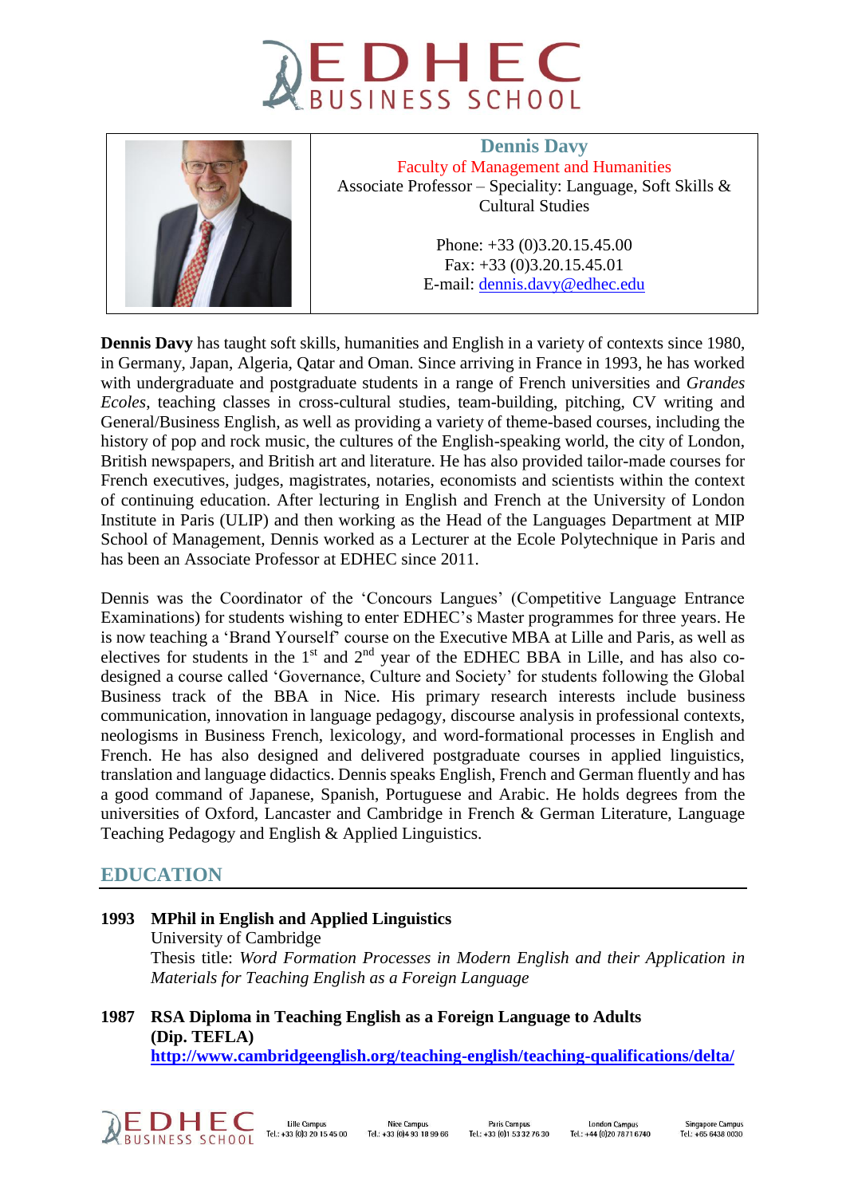# EDHEC BUSINESS SCHOOL

| | **Dennis Davy**<br>Faculty of Management and Humanities<br>Associate Professor – Speciality: Language, Soft Skills & Cultural Studies<br><br>Phone: +33 (0)3.20.15.45.00<br>Fax: +33 (0)3.20.15.45.01<br>E-mail: dennis.davy@edhec.edu |
|---|---|

**Dennis Davy** has taught soft skills, humanities and English in a variety of contexts since 1980, in Germany, Japan, Algeria, Qatar and Oman. Since arriving in France in 1993, he has worked with undergraduate and postgraduate students in a range of French universities and *Grandes Ecoles*, teaching classes in cross-cultural studies, team-building, pitching, CV writing and General/Business English, as well as providing a variety of theme-based courses, including the history of pop and rock music, the cultures of the English-speaking world, the city of London, British newspapers, and British art and literature. He has also provided tailor-made courses for French executives, judges, magistrates, notaries, economists and scientists within the context of continuing education. After lecturing in English and French at the University of London Institute in Paris (ULIP) and then working as the Head of the Languages Department at MIP School of Management, Dennis worked as a Lecturer at the Ecole Polytechnique in Paris and has been an Associate Professor at EDHEC since 2011.

Dennis was the Coordinator of the 'Concours Langues' (Competitive Language Entrance Examinations) for students wishing to enter EDHEC's Master programmes for three years. He is now teaching a 'Brand Yourself' course on the Executive MBA at Lille and Paris, as well as electives for students in the 1st and 2nd year of the EDHEC BBA in Lille, and has also co-designed a course called 'Governance, Culture and Society' for students following the Global Business track of the BBA in Nice. His primary research interests include business communication, innovation in language pedagogy, discourse analysis in professional contexts, neologisms in Business French, lexicology, and word-formational processes in English and French. He has also designed and delivered postgraduate courses in applied linguistics, translation and language didactics. Dennis speaks English, French and German fluently and has a good command of Japanese, Spanish, Portuguese and Arabic. He holds degrees from the universities of Oxford, Lancaster and Cambridge in French & German Literature, Language Teaching Pedagogy and English & Applied Linguistics.

## EDUCATION

**1993 MPhil in English and Applied Linguistics**
University of Cambridge
Thesis title: *Word Formation Processes in Modern English and their Application in Materials for Teaching English as a Foreign Language*

**1987 RSA Diploma in Teaching English as a Foreign Language to Adults (Dip. TEFLA)**
**http://www.cambridgeenglish.org/teaching-english/teaching-qualifications/delta/**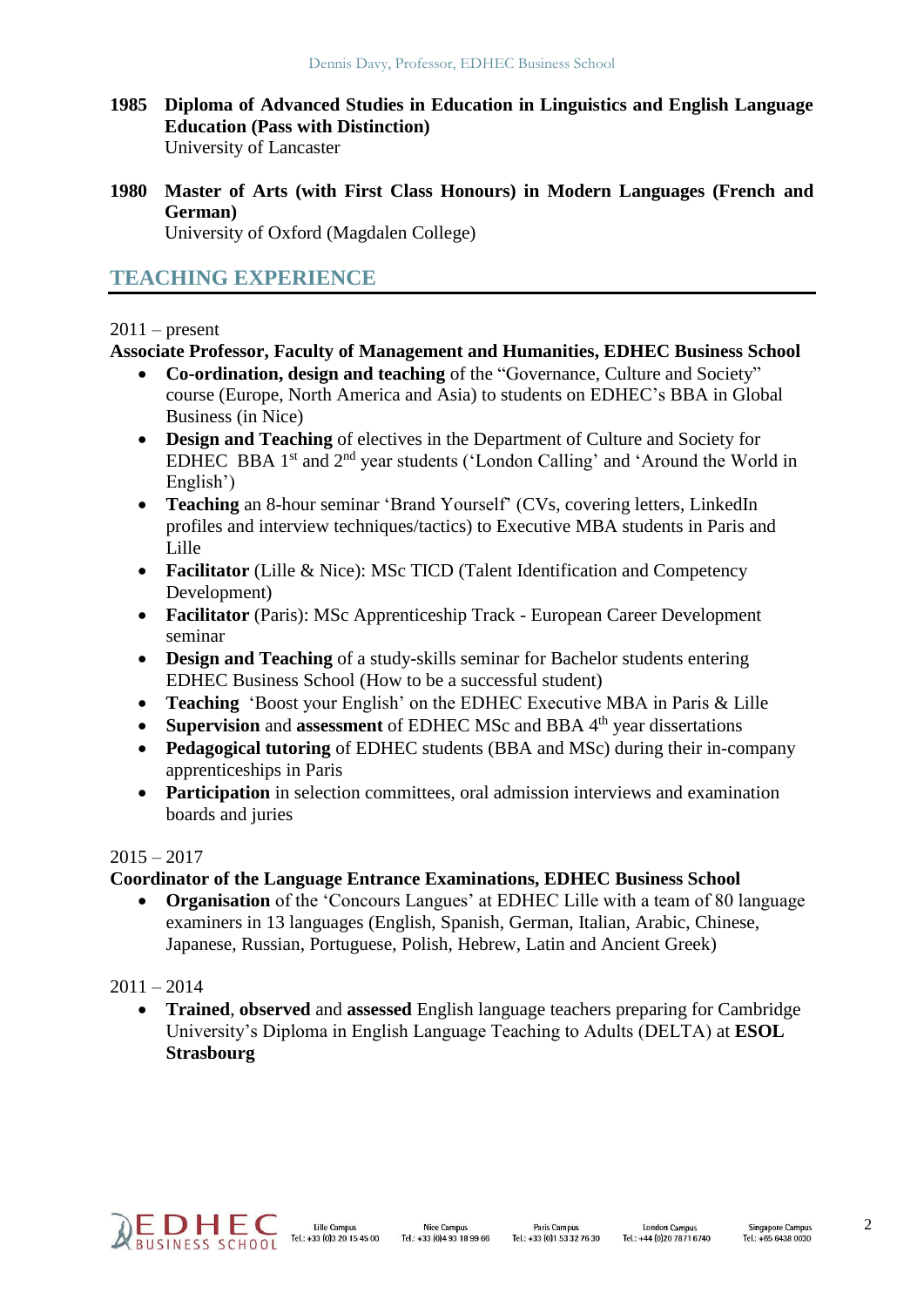**1985 Diploma of Advanced Studies in Education in Linguistics and English Language Education (Pass with Distinction)**
University of Lancaster

**1980 Master of Arts (with First Class Honours) in Modern Languages (French and German)**
University of Oxford (Magdalen College)

## TEACHING EXPERIENCE

2011 – present
**Associate Professor, Faculty of Management and Humanities, EDHEC Business School**

- **Co-ordination, design and teaching** of the "Governance, Culture and Society" course (Europe, North America and Asia) to students on EDHEC's BBA in Global Business (in Nice)
- **Design and Teaching** of electives in the Department of Culture and Society for EDHEC BBA 1st and 2nd year students ('London Calling' and 'Around the World in English')
- **Teaching** an 8-hour seminar 'Brand Yourself' (CVs, covering letters, LinkedIn profiles and interview techniques/tactics) to Executive MBA students in Paris and Lille
- **Facilitator** (Lille & Nice): MSc TICD (Talent Identification and Competency Development)
- **Facilitator** (Paris): MSc Apprenticeship Track - European Career Development seminar
- **Design and Teaching** of a study-skills seminar for Bachelor students entering EDHEC Business School (How to be a successful student)
- **Teaching** 'Boost your English' on the EDHEC Executive MBA in Paris & Lille
- **Supervision** and **assessment** of EDHEC MSc and BBA 4th year dissertations
- **Pedagogical tutoring** of EDHEC students (BBA and MSc) during their in-company apprenticeships in Paris
- **Participation** in selection committees, oral admission interviews and examination boards and juries

2015 – 2017
**Coordinator of the Language Entrance Examinations, EDHEC Business School**

- **Organisation** of the 'Concours Langues' at EDHEC Lille with a team of 80 language examiners in 13 languages (English, Spanish, German, Italian, Arabic, Chinese, Japanese, Russian, Portuguese, Polish, Hebrew, Latin and Ancient Greek)

2011 – 2014

- **Trained**, **observed** and **assessed** English language teachers preparing for Cambridge University's Diploma in English Language Teaching to Adults (DELTA) at **ESOL Strasbourg**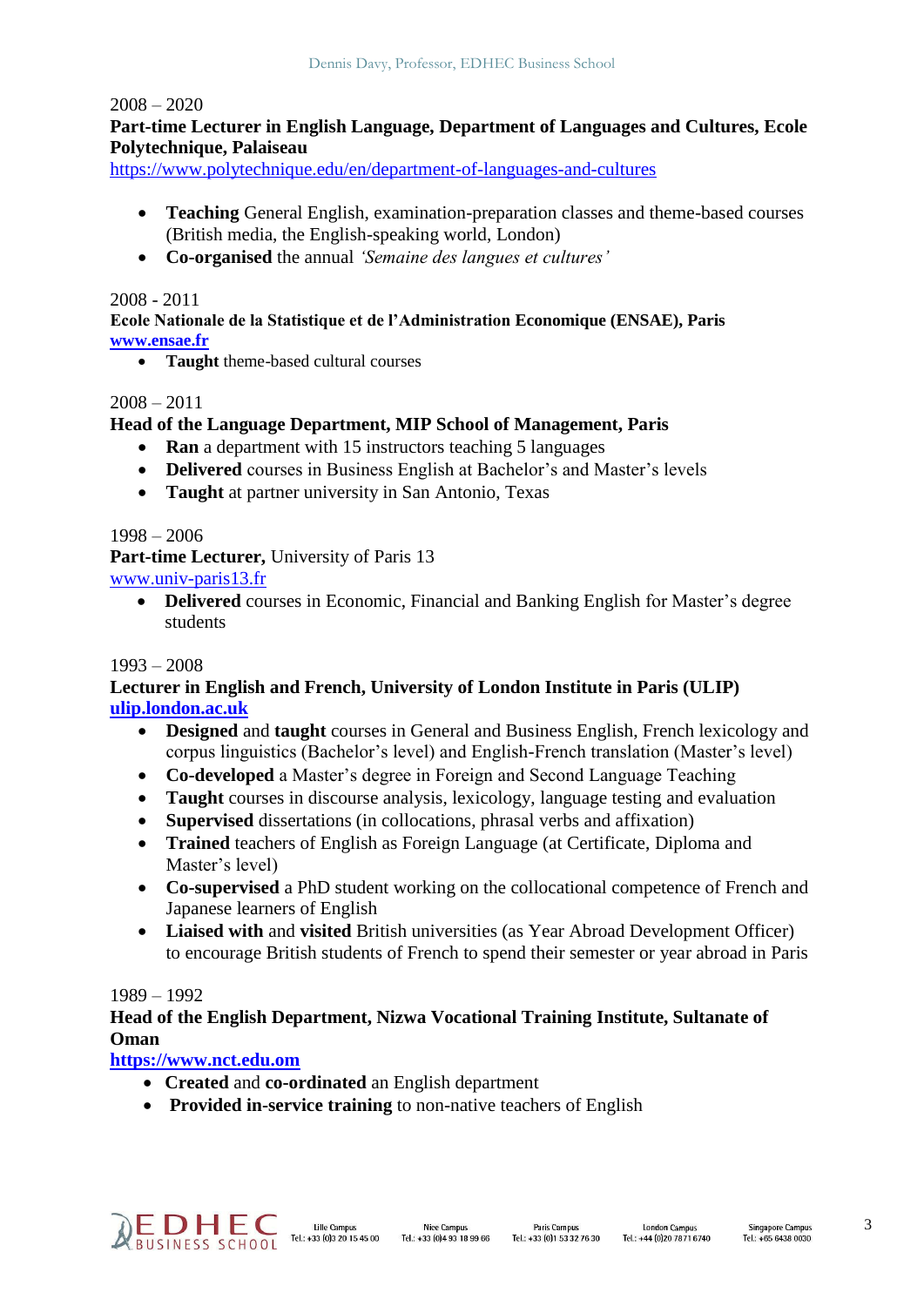2008 – 2020

**Part-time Lecturer in English Language, Department of Languages and Cultures, Ecole Polytechnique, Palaiseau**

https://www.polytechnique.edu/en/department-of-languages-and-cultures

- **Teaching** General English, examination-preparation classes and theme-based courses (British media, the English-speaking world, London)
- **Co-organised** the annual *'Semaine des langues et cultures'*

2008 - 2011

**Ecole Nationale de la Statistique et de l'Administration Economique (ENSAE), Paris**

**www.ensae.fr**

- **Taught** theme-based cultural courses

2008 – 2011

**Head of the Language Department, MIP School of Management, Paris**

- **Ran** a department with 15 instructors teaching 5 languages
- **Delivered** courses in Business English at Bachelor's and Master's levels
- **Taught** at partner university in San Antonio, Texas

1998 – 2006

**Part-time Lecturer,** University of Paris 13

www.univ-paris13.fr

- **Delivered** courses in Economic, Financial and Banking English for Master's degree students

1993 – 2008

**Lecturer in English and French, University of London Institute in Paris (ULIP)**

**ulip.london.ac.uk**

- **Designed** and **taught** courses in General and Business English, French lexicology and corpus linguistics (Bachelor's level) and English-French translation (Master's level)
- **Co-developed** a Master's degree in Foreign and Second Language Teaching
- **Taught** courses in discourse analysis, lexicology, language testing and evaluation
- **Supervised** dissertations (in collocations, phrasal verbs and affixation)
- **Trained** teachers of English as Foreign Language (at Certificate, Diploma and Master's level)
- **Co-supervised** a PhD student working on the collocational competence of French and Japanese learners of English
- **Liaised with** and **visited** British universities (as Year Abroad Development Officer) to encourage British students of French to spend their semester or year abroad in Paris

1989 – 1992

**Head of the English Department, Nizwa Vocational Training Institute, Sultanate of Oman**

**https://www.nct.edu.om**

- **Created** and **co-ordinated** an English department
- **Provided in-service training** to non-native teachers of English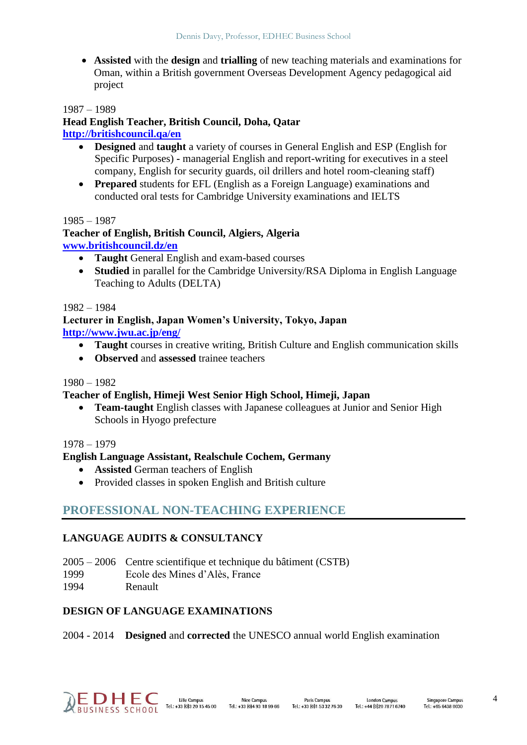- **Assisted** with the **design** and **trialling** of new teaching materials and examinations for Oman, within a British government Overseas Development Agency pedagogical aid project

1987 – 1989
**Head English Teacher, British Council, Doha, Qatar**
**http://britishcouncil.qa/en**

- **Designed** and **taught** a variety of courses in General English and ESP (English for Specific Purposes) - managerial English and report-writing for executives in a steel company, English for security guards, oil drillers and hotel room-cleaning staff)
- **Prepared** students for EFL (English as a Foreign Language) examinations and conducted oral tests for Cambridge University examinations and IELTS

1985 – 1987
**Teacher of English, British Council, Algiers, Algeria**
**www.britishcouncil.dz/en**

- **Taught** General English and exam-based courses
- **Studied** in parallel for the Cambridge University/RSA Diploma in English Language Teaching to Adults (DELTA)

1982 – 1984
**Lecturer in English, Japan Women's University, Tokyo, Japan**
**http://www.jwu.ac.jp/eng/**

- **Taught** courses in creative writing, British Culture and English communication skills
- **Observed** and **assessed** trainee teachers

1980 – 1982
**Teacher of English, Himeji West Senior High School, Himeji, Japan**

- **Team-taught** English classes with Japanese colleagues at Junior and Senior High Schools in Hyogo prefecture

1978 – 1979
**English Language Assistant, Realschule Cochem, Germany**

- **Assisted** German teachers of English
- Provided classes in spoken English and British culture

## PROFESSIONAL NON-TEACHING EXPERIENCE

### LANGUAGE AUDITS & CONSULTANCY

2005 – 2006 Centre scientifique et technique du bâtiment (CSTB)
1999 Ecole des Mines d'Alès, France
1994 Renault

### DESIGN OF LANGUAGE EXAMINATIONS

2004 - 2014 **Designed** and **corrected** the UNESCO annual world English examination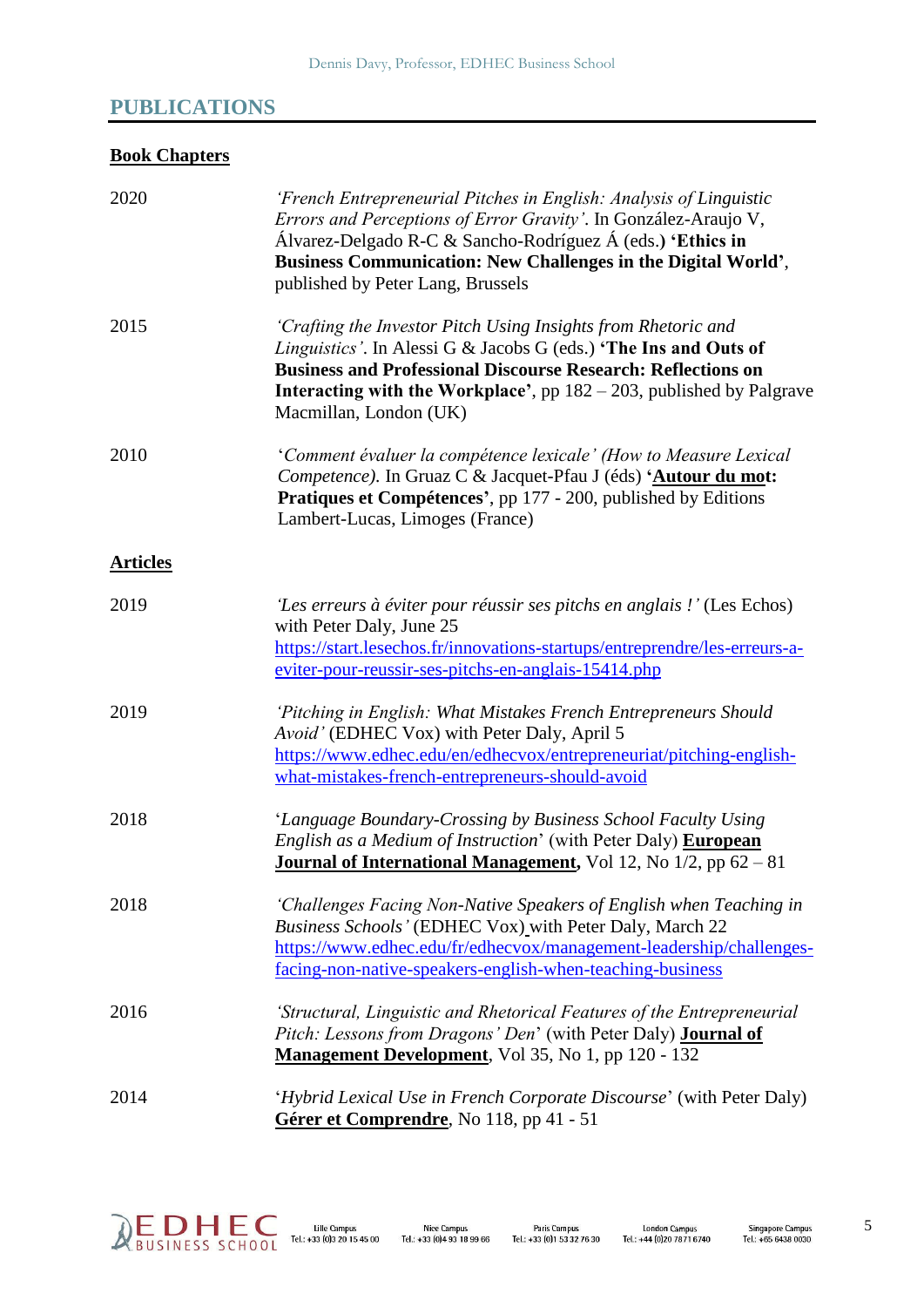## PUBLICATIONS

### Book Chapters

2020 — *'French Entrepreneurial Pitches in English: Analysis of Linguistic Errors and Perceptions of Error Gravity'*. In González-Araujo V, Álvarez-Delgado R-C & Sancho-Rodríguez Á (eds.) **'Ethics in Business Communication: New Challenges in the Digital World'**, published by Peter Lang, Brussels

2015 — *'Crafting the Investor Pitch Using Insights from Rhetoric and Linguistics'*. In Alessi G & Jacobs G (eds.) **'The Ins and Outs of Business and Professional Discourse Research: Reflections on Interacting with the Workplace'**, pp 182 – 203, published by Palgrave Macmillan, London (UK)

2010 — '*Comment évaluer la compétence lexicale' (How to Measure Lexical Competence).* In Gruaz C & Jacquet-Pfau J (éds) **'Autour du mot: Pratiques et Compétences'**, pp 177 - 200, published by Editions Lambert-Lucas, Limoges (France)

### Articles

2019 — *'Les erreurs à éviter pour réussir ses pitchs en anglais !'* (Les Echos) with Peter Daly, June 25
https://start.lesechos.fr/innovations-startups/entreprendre/les-erreurs-a-eviter-pour-reussir-ses-pitchs-en-anglais-15414.php

2019 — *'Pitching in English: What Mistakes French Entrepreneurs Should Avoid'* (EDHEC Vox) with Peter Daly, April 5
https://www.edhec.edu/en/edhecvox/entrepreneuriat/pitching-english-what-mistakes-french-entrepreneurs-should-avoid

2018 — '*Language Boundary-Crossing by Business School Faculty Using English as a Medium of Instruction*' (with Peter Daly) **European Journal of International Management**, Vol 12, No 1/2, pp 62 – 81

2018 — *'Challenges Facing Non-Native Speakers of English when Teaching in Business Schools'* (EDHEC Vox) with Peter Daly, March 22
https://www.edhec.edu/fr/edhecvox/management-leadership/challenges-facing-non-native-speakers-english-when-teaching-business

2016 — *'Structural, Linguistic and Rhetorical Features of the Entrepreneurial Pitch: Lessons from Dragons' Den*' (with Peter Daly) **Journal of Management Development**, Vol 35, No 1, pp 120 - 132

2014 — '*Hybrid Lexical Use in French Corporate Discourse*' (with Peter Daly) **Gérer et Comprendre**, No 118, pp 41 - 51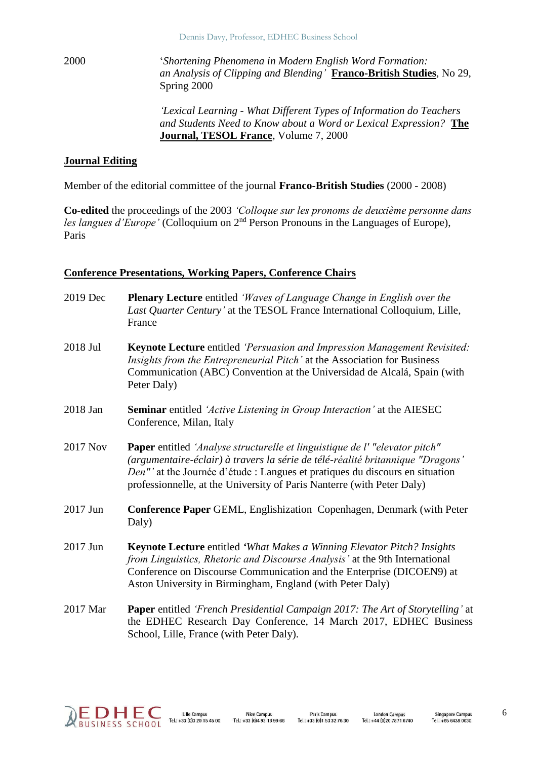2000 '*Shortening Phenomena in Modern English Word Formation: an Analysis of Clipping and Blending'* **Franco-British Studies**, No 29, Spring 2000

*'Lexical Learning - What Different Types of Information do Teachers and Students Need to Know about a Word or Lexical Expression?* **The Journal, TESOL France**, Volume 7, 2000

## Journal Editing

Member of the editorial committee of the journal **Franco-British Studies** (2000 - 2008)

**Co-edited** the proceedings of the 2003 *'Colloque sur les pronoms de deuxième personne dans les langues d'Europe'* (Colloquium on 2nd Person Pronouns in the Languages of Europe), Paris

## Conference Presentations, Working Papers, Conference Chairs

**2019 Dec** — **Plenary Lecture** entitled *'Waves of Language Change in English over the Last Quarter Century'* at the TESOL France International Colloquium, Lille, France

**2018 Jul** — **Keynote Lecture** entitled *'Persuasion and Impression Management Revisited: Insights from the Entrepreneurial Pitch'* at the Association for Business Communication (ABC) Convention at the Universidad de Alcalá, Spain (with Peter Daly)

**2018 Jan** — **Seminar** entitled *'Active Listening in Group Interaction'* at the AIESEC Conference, Milan, Italy

**2017 Nov** — **Paper** entitled *'Analyse structurelle et linguistique de l' "elevator pitch" (argumentaire-éclair) à travers la série de télé-réalité britannique "Dragons' Den"'* at the Journée d'étude : Langues et pratiques du discours en situation professionnelle, at the University of Paris Nanterre (with Peter Daly)

**2017 Jun** — **Conference Paper** GEML, Englishization Copenhagen, Denmark (with Peter Daly)

**2017 Jun** — **Keynote Lecture** entitled *'What Makes a Winning Elevator Pitch? Insights from Linguistics, Rhetoric and Discourse Analysis'* at the 9th International Conference on Discourse Communication and the Enterprise (DICOEN9) at Aston University in Birmingham, England (with Peter Daly)

**2017 Mar** — **Paper** entitled *'French Presidential Campaign 2017: The Art of Storytelling'* at the EDHEC Research Day Conference, 14 March 2017, EDHEC Business School, Lille, France (with Peter Daly).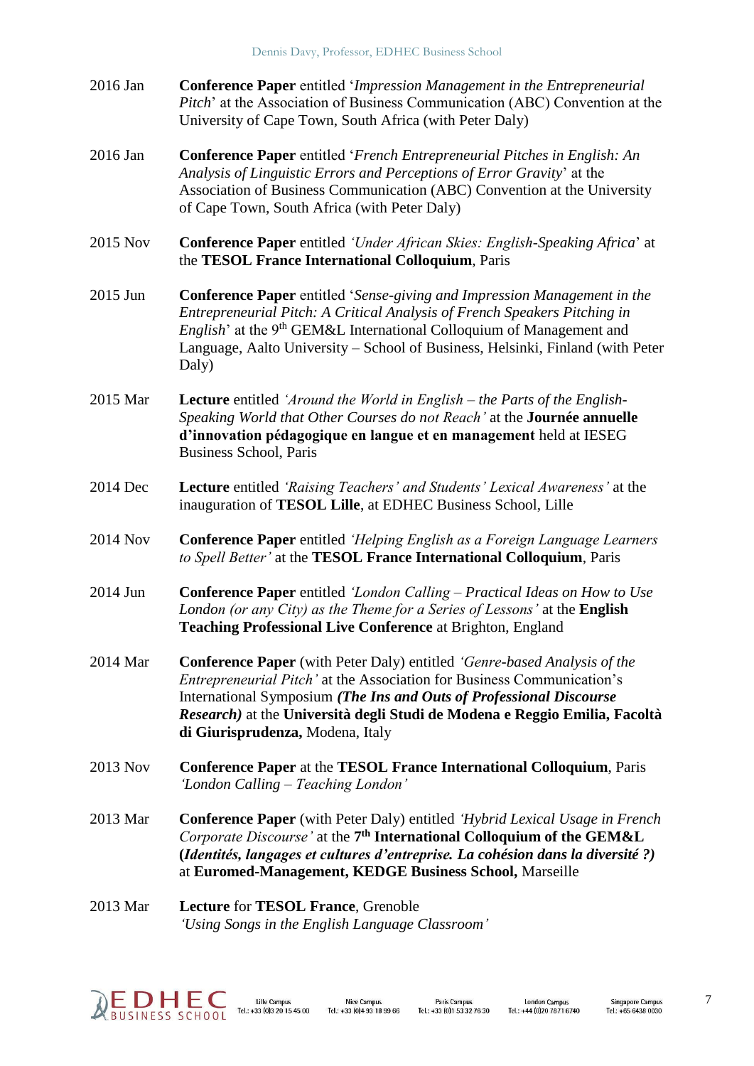2016 Jan **Conference Paper** entitled '*Impression Management in the Entrepreneurial Pitch*' at the Association of Business Communication (ABC) Convention at the University of Cape Town, South Africa (with Peter Daly)

2016 Jan **Conference Paper** entitled '*French Entrepreneurial Pitches in English: An Analysis of Linguistic Errors and Perceptions of Error Gravity*' at the Association of Business Communication (ABC) Convention at the University of Cape Town, South Africa (with Peter Daly)

2015 Nov **Conference Paper** entitled *'Under African Skies: English-Speaking Africa*' at the **TESOL France International Colloquium**, Paris

2015 Jun **Conference Paper** entitled '*Sense-giving and Impression Management in the Entrepreneurial Pitch: A Critical Analysis of French Speakers Pitching in English*' at the 9th GEM&L International Colloquium of Management and Language, Aalto University – School of Business, Helsinki, Finland (with Peter Daly)

2015 Mar **Lecture** entitled *'Around the World in English – the Parts of the English-Speaking World that Other Courses do not Reach'* at the **Journée annuelle d'innovation pédagogique en langue et en management** held at IESEG Business School, Paris

2014 Dec **Lecture** entitled *'Raising Teachers' and Students' Lexical Awareness'* at the inauguration of **TESOL Lille**, at EDHEC Business School, Lille

2014 Nov **Conference Paper** entitled *'Helping English as a Foreign Language Learners to Spell Better'* at the **TESOL France International Colloquium**, Paris

2014 Jun **Conference Paper** entitled *'London Calling – Practical Ideas on How to Use London (or any City) as the Theme for a Series of Lessons'* at the **English Teaching Professional Live Conference** at Brighton, England

2014 Mar **Conference Paper** (with Peter Daly) entitled *'Genre-based Analysis of the Entrepreneurial Pitch'* at the Association for Business Communication's International Symposium ***(The Ins and Outs of Professional Discourse Research)*** at the **Università degli Studi de Modena e Reggio Emilia, Facoltà di Giurisprudenza,** Modena, Italy

2013 Nov **Conference Paper** at the **TESOL France International Colloquium**, Paris *'London Calling – Teaching London'*

2013 Mar **Conference Paper** (with Peter Daly) entitled *'Hybrid Lexical Usage in French Corporate Discourse'* at the **7th International Colloquium of the GEM&L (*Identités, langages et cultures d'entreprise. La cohésion dans la diversité ?*)** at **Euromed-Management, KEDGE Business School,** Marseille

2013 Mar **Lecture** for **TESOL France**, Grenoble *'Using Songs in the English Language Classroom'*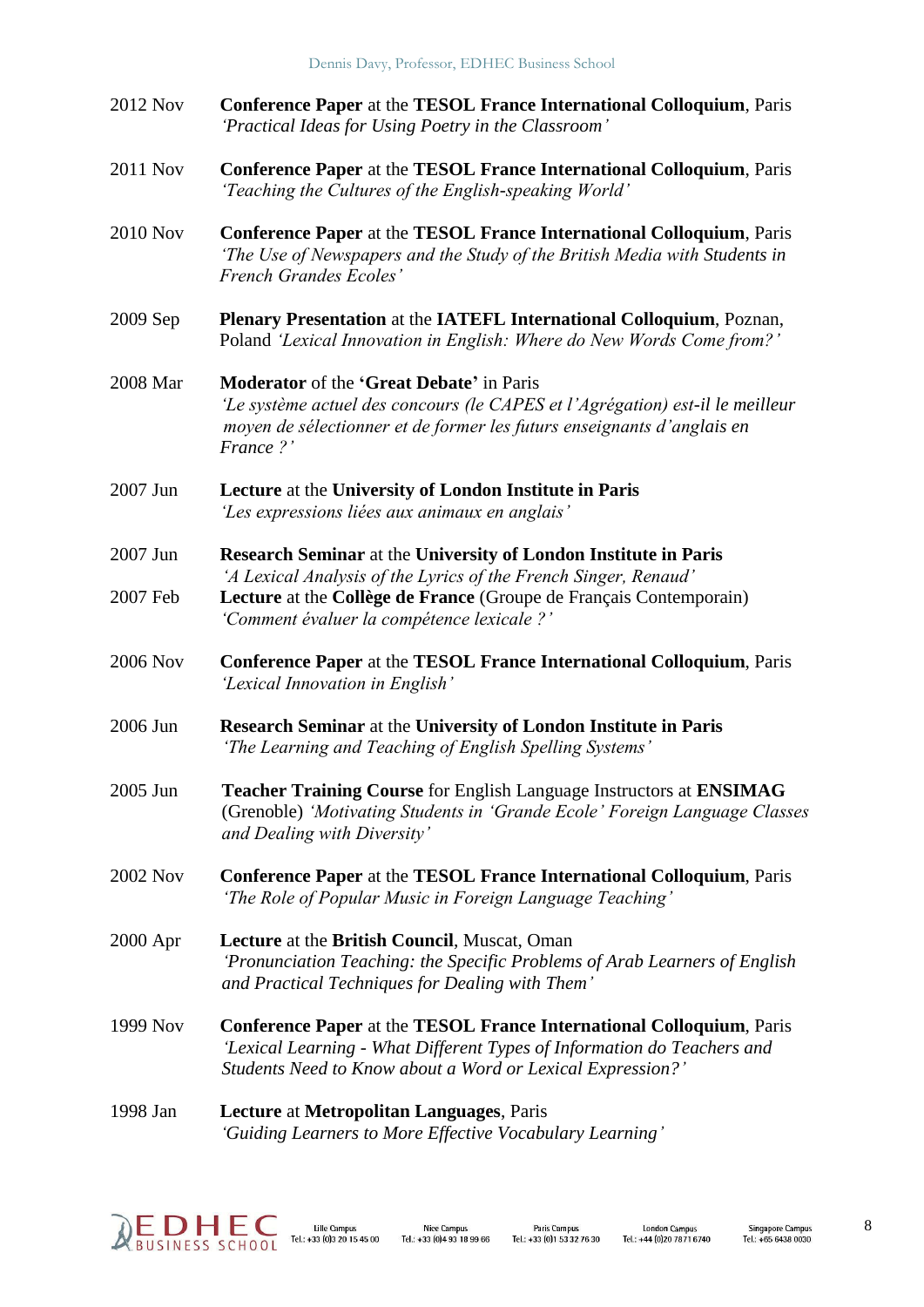2012 Nov **Conference Paper** at the **TESOL France International Colloquium**, Paris
*'Practical Ideas for Using Poetry in the Classroom'*

2011 Nov **Conference Paper** at the **TESOL France International Colloquium**, Paris
*'Teaching the Cultures of the English-speaking World'*

2010 Nov **Conference Paper** at the **TESOL France International Colloquium**, Paris
*'The Use of Newspapers and the Study of the British Media with Students in French Grandes Ecoles'*

2009 Sep **Plenary Presentation** at the **IATEFL International Colloquium**, Poznan, Poland *'Lexical Innovation in English: Where do New Words Come from?'*

2008 Mar **Moderator** of the **'Great Debate'** in Paris
*'Le système actuel des concours (le CAPES et l'Agrégation) est-il le meilleur moyen de sélectionner et de former les futurs enseignants d'anglais en France ?'*

2007 Jun **Lecture** at the **University of London Institute in Paris**
*'Les expressions liées aux animaux en anglais'*

2007 Jun **Research Seminar** at the **University of London Institute in Paris**
*'A Lexical Analysis of the Lyrics of the French Singer, Renaud'*

2007 Feb **Lecture** at the **Collège de France** (Groupe de Français Contemporain)
*'Comment évaluer la compétence lexicale ?'*

2006 Nov **Conference Paper** at the **TESOL France International Colloquium**, Paris
*'Lexical Innovation in English'*

2006 Jun **Research Seminar** at the **University of London Institute in Paris**
*'The Learning and Teaching of English Spelling Systems'*

2005 Jun **Teacher Training Course** for English Language Instructors at **ENSIMAG** (Grenoble) *'Motivating Students in 'Grande Ecole' Foreign Language Classes and Dealing with Diversity'*

2002 Nov **Conference Paper** at the **TESOL France International Colloquium**, Paris
*'The Role of Popular Music in Foreign Language Teaching'*

2000 Apr **Lecture** at the **British Council**, Muscat, Oman
*'Pronunciation Teaching: the Specific Problems of Arab Learners of English and Practical Techniques for Dealing with Them'*

1999 Nov **Conference Paper** at the **TESOL France International Colloquium**, Paris
*'Lexical Learning - What Different Types of Information do Teachers and Students Need to Know about a Word or Lexical Expression?'*

1998 Jan **Lecture** at **Metropolitan Languages**, Paris
*'Guiding Learners to More Effective Vocabulary Learning'*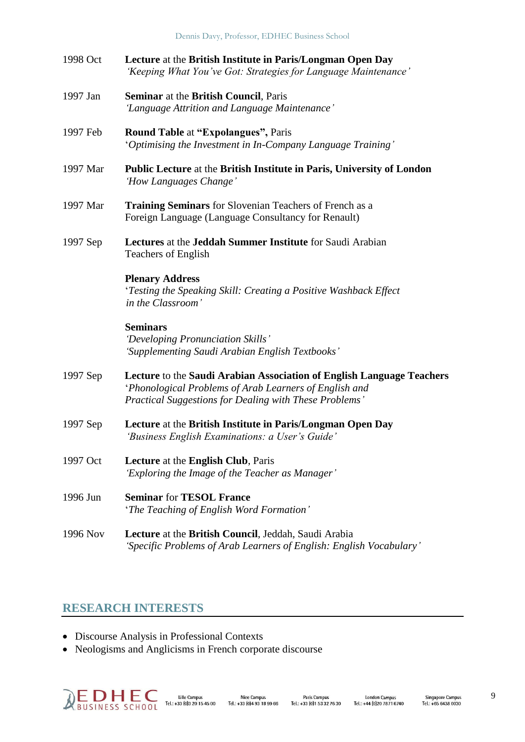1998 Oct **Lecture** at the **British Institute in Paris/Longman Open Day**
*'Keeping What You've Got: Strategies for Language Maintenance'*

1997 Jan **Seminar** at the **British Council**, Paris
*'Language Attrition and Language Maintenance'*

1997 Feb **Round Table** at **"Expolangues",** Paris
'*Optimising the Investment in In-Company Language Training'*

1997 Mar **Public Lecture** at the **British Institute in Paris, University of London**
*'How Languages Change'*

1997 Mar **Training Seminars** for Slovenian Teachers of French as a Foreign Language (Language Consultancy for Renault)

1997 Sep **Lectures** at the **Jeddah Summer Institute** for Saudi Arabian Teachers of English

**Plenary Address**
'*Testing the Speaking Skill: Creating a Positive Washback Effect in the Classroom'*

**Seminars**
*'Developing Pronunciation Skills'*
*'Supplementing Saudi Arabian English Textbooks'*

1997 Sep **Lecture** to the **Saudi Arabian Association of English Language Teachers**
'*Phonological Problems of Arab Learners of English and Practical Suggestions for Dealing with These Problems'*

1997 Sep **Lecture** at the **British Institute in Paris/Longman Open Day**
*'Business English Examinations: a User's Guide'*

1997 Oct **Lecture** at the **English Club**, Paris
*'Exploring the Image of the Teacher as Manager'*

1996 Jun **Seminar** for **TESOL France**
'*The Teaching of English Word Formation'*

1996 Nov **Lecture** at the **British Council**, Jeddah, Saudi Arabia
*'Specific Problems of Arab Learners of English: English Vocabulary'*

## RESEARCH INTERESTS

- Discourse Analysis in Professional Contexts
- Neologisms and Anglicisms in French corporate discourse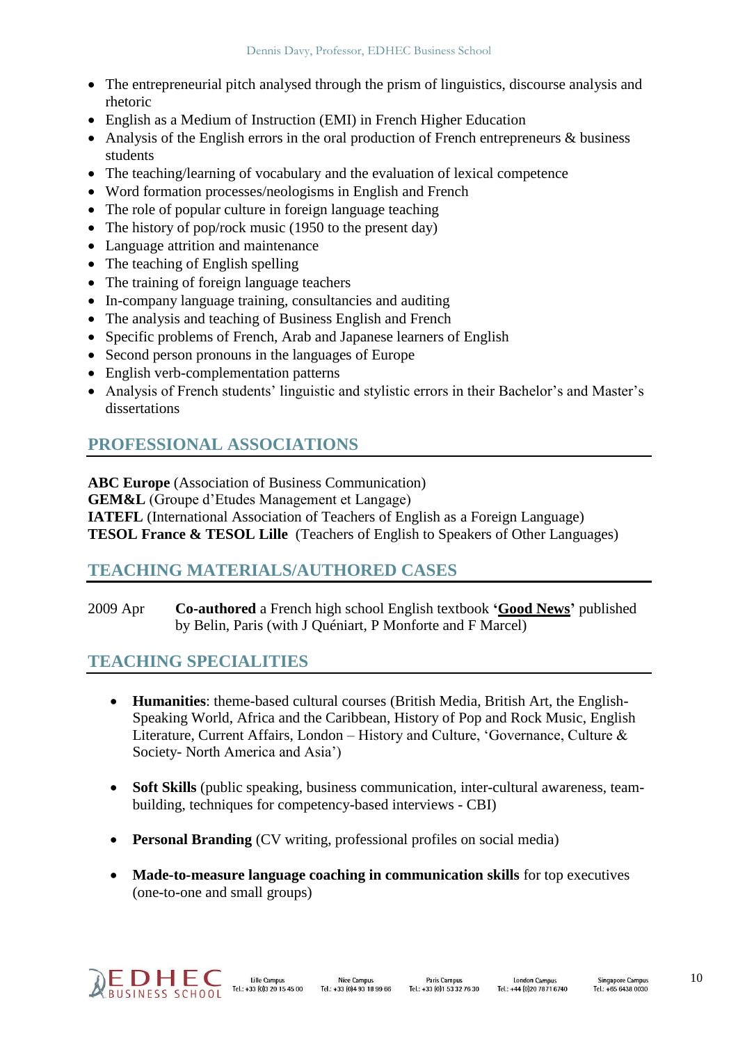- The entrepreneurial pitch analysed through the prism of linguistics, discourse analysis and rhetoric
- English as a Medium of Instruction (EMI) in French Higher Education
- Analysis of the English errors in the oral production of French entrepreneurs & business students
- The teaching/learning of vocabulary and the evaluation of lexical competence
- Word formation processes/neologisms in English and French
- The role of popular culture in foreign language teaching
- The history of pop/rock music (1950 to the present day)
- Language attrition and maintenance
- The teaching of English spelling
- The training of foreign language teachers
- In-company language training, consultancies and auditing
- The analysis and teaching of Business English and French
- Specific problems of French, Arab and Japanese learners of English
- Second person pronouns in the languages of Europe
- English verb-complementation patterns
- Analysis of French students' linguistic and stylistic errors in their Bachelor's and Master's dissertations

## PROFESSIONAL ASSOCIATIONS

**ABC Europe** (Association of Business Communication)
**GEM&L** (Groupe d'Etudes Management et Langage)
**IATEFL** (International Association of Teachers of English as a Foreign Language)
**TESOL France & TESOL Lille** (Teachers of English to Speakers of Other Languages)

## TEACHING MATERIALS/AUTHORED CASES

2009 Apr **Co-authored** a French high school English textbook **'Good News'** published by Belin, Paris (with J Quéniart, P Monforte and F Marcel)

## TEACHING SPECIALITIES

- **Humanities**: theme-based cultural courses (British Media, British Art, the English-Speaking World, Africa and the Caribbean, History of Pop and Rock Music, English Literature, Current Affairs, London – History and Culture, 'Governance, Culture & Society- North America and Asia')

- **Soft Skills** (public speaking, business communication, inter-cultural awareness, team-building, techniques for competency-based interviews - CBI)

- **Personal Branding** (CV writing, professional profiles on social media)

- **Made-to-measure language coaching in communication skills** for top executives (one-to-one and small groups)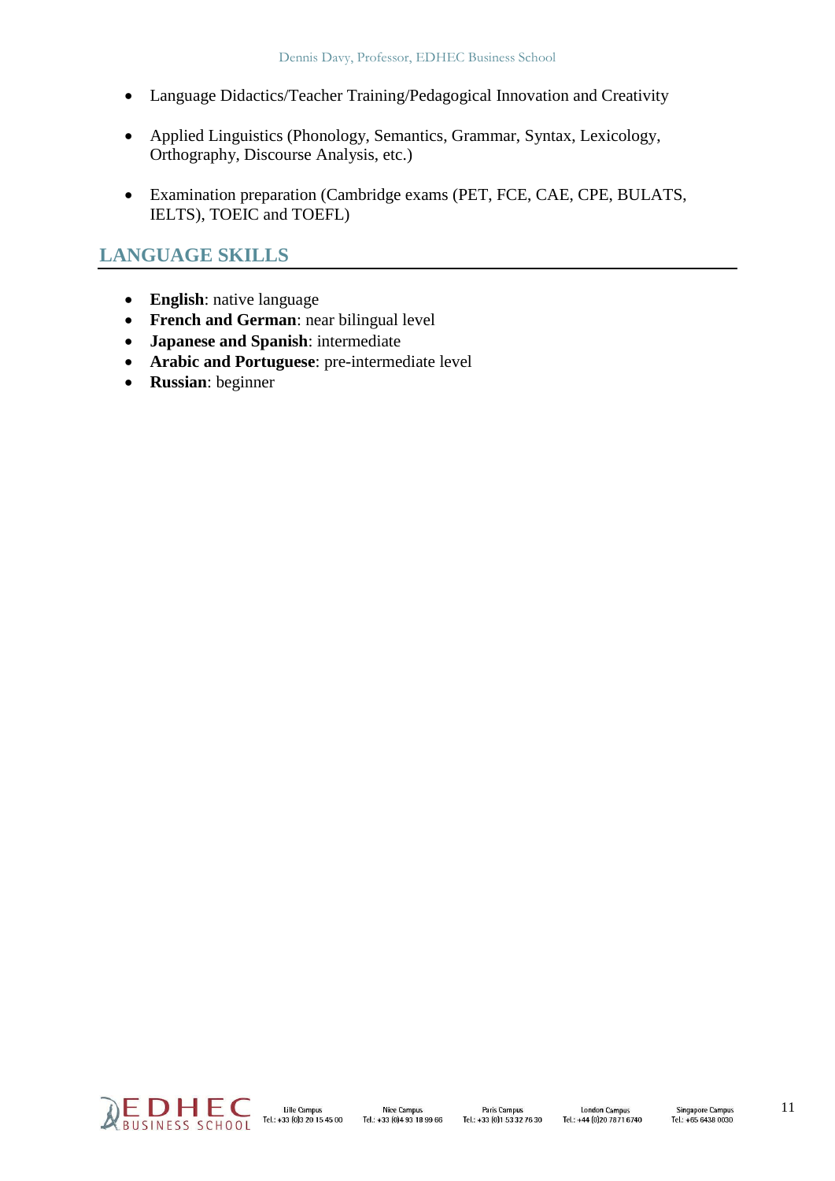- Language Didactics/Teacher Training/Pedagogical Innovation and Creativity

- Applied Linguistics (Phonology, Semantics, Grammar, Syntax, Lexicology, Orthography, Discourse Analysis, etc.)

- Examination preparation (Cambridge exams (PET, FCE, CAE, CPE, BULATS, IELTS), TOEIC and TOEFL)

## LANGUAGE SKILLS

- **English**: native language
- **French and German**: near bilingual level
- **Japanese and Spanish**: intermediate
- **Arabic and Portuguese**: pre-intermediate level
- **Russian**: beginner